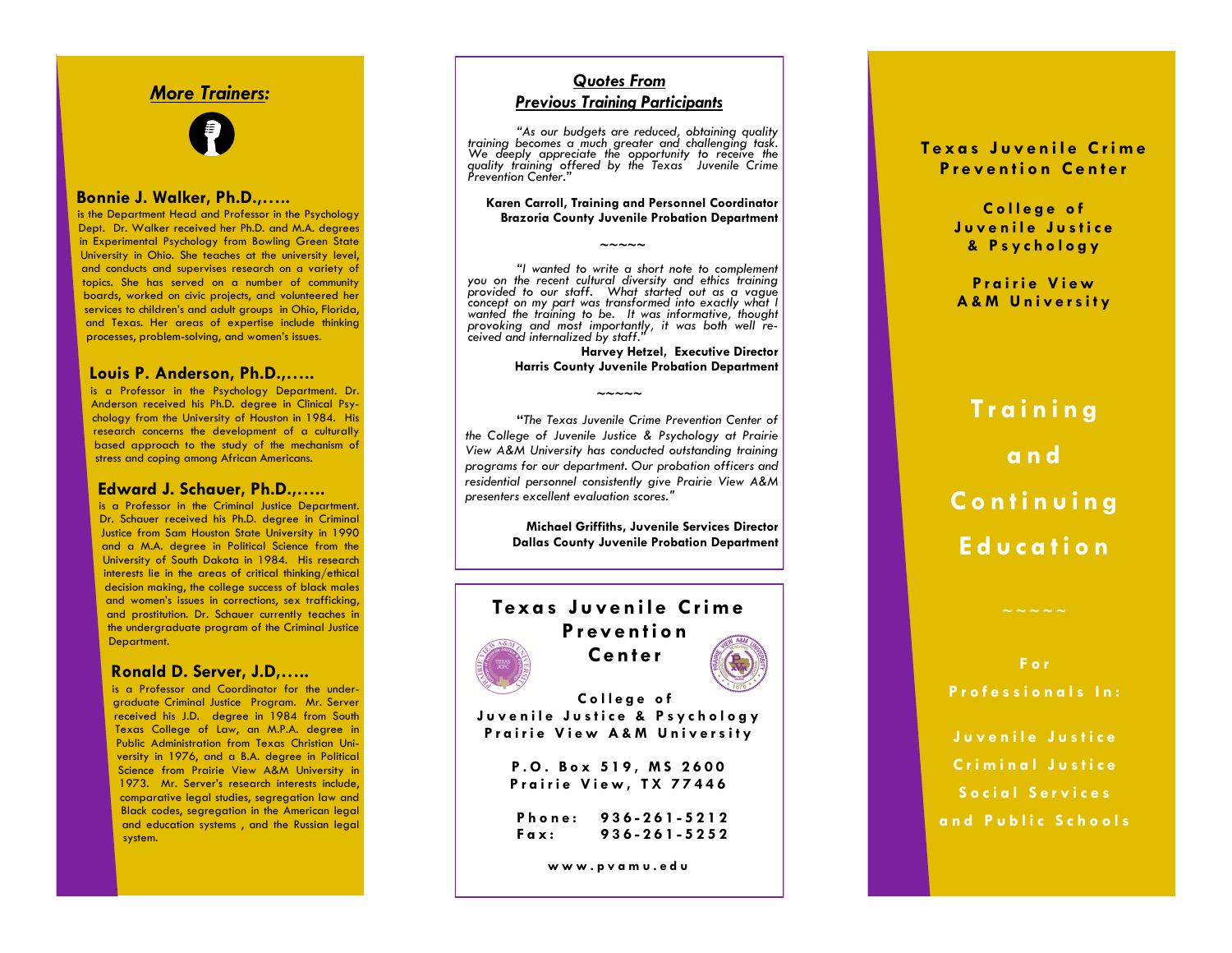## *More Trainers:*

### Bonnie J. Walker, Ph.D.,…..

is the Department Head and Professor in the Psychology Dept. Dr. Walker received her Ph.D. and M.A. degrees in Experimental Psychology from Bowling Green State University in Ohio. She teaches at the university level, and conducts and supervises research on a variety of topics. She has served on a number of community boards, worked on civic projects, and volunteered her services to children's and adult groups in Ohio, Florida, and Texas. Her areas of expertise include thinking processes, problem-solving, and women's issues.

### Louis P. Anderson, Ph.D.,…..

is a Professor in the Psychology Department. Dr. Anderson received his Ph.D. degree in Clinical Psychology from the University of Houston in 1984. His research concerns the development of a culturally based approach to the study of the mechanism of stress and coping among African Americans.

### Edward J. Schauer, Ph.D.,…..

is a Professor in the Criminal Justice Department. Dr. Schauer received his Ph.D. degree in Criminal Justice from Sam Houston State University in 1990 and a M.A. degree in Political Science from the University of South Dakota in 1984. His research interests lie in the areas of critical thinking/ethical decision making, the college success of black males and women's issues in corrections, sex trafficking, and prostitution. Dr. Schauer currently teaches in the undergraduate program of the Criminal Justice Department.

### Ronald D. Server, J.D,…..

is a Professor and Coordinator for the undergraduate Criminal Justice Program. Mr. Server received his J.D. degree in 1984 from South Texas College of Law, an M.P.A. degree in Public Administration from Texas Christian University in 1976, and a B.A. degree in Political Science from Prairie View A&M University in 1973. Mr. Server's research interests include, comparative legal studies, segregation law and Black codes, segregation in the American legal and education systems , and the Russian legal system.

## *Quotes From Previous Training Participants*

*"As our budgets are reduced, obtaining quality training becomes a much greater and challenging task. We deeply appreciate the opportunity to receive the quality training offered by the Texas Juvenile Crime Prevention Center."*

**Karen Carroll, Training and Personnel Coordinator**
**Brazoria County Juvenile Probation Department**

~~~~~

*"I wanted to write a short note to complement you on the recent cultural diversity and ethics training provided to our staff. What started out as a vague concept on my part was transformed into exactly what I wanted the training to be. It was informative, thought provoking and most importantly, it was both well received and internalized by staff."*

**Harvey Hetzel, Executive Director**
**Harris County Juvenile Probation Department**

~~~~~

*"The Texas Juvenile Crime Prevention Center of the College of Juvenile Justice & Psychology at Prairie View A&M University has conducted outstanding training programs for our department. Our probation officers and residential personnel consistently give Prairie View A&M presenters excellent evaluation scores."*

**Michael Griffiths, Juvenile Services Director**
**Dallas County Juvenile Probation Department**

**Texas Juvenile Crime Prevention Center**

**College of Juvenile Justice & Psychology**
**Prairie View A&M University**

**P.O. Box 519, MS 2600**
**Prairie View, TX 77446**

**Phone: 936-261-5212**
**Fax: 936-261-5252**

**www.pvamu.edu**

**Texas Juvenile Crime Prevention Center**

**College of Juvenile Justice & Psychology**

**Prairie View A&M University**

# Training and Continuing Education

~~~~~

**For Professionals In:**

**Juvenile Justice**
**Criminal Justice**
**Social Services**
**and Public Schools**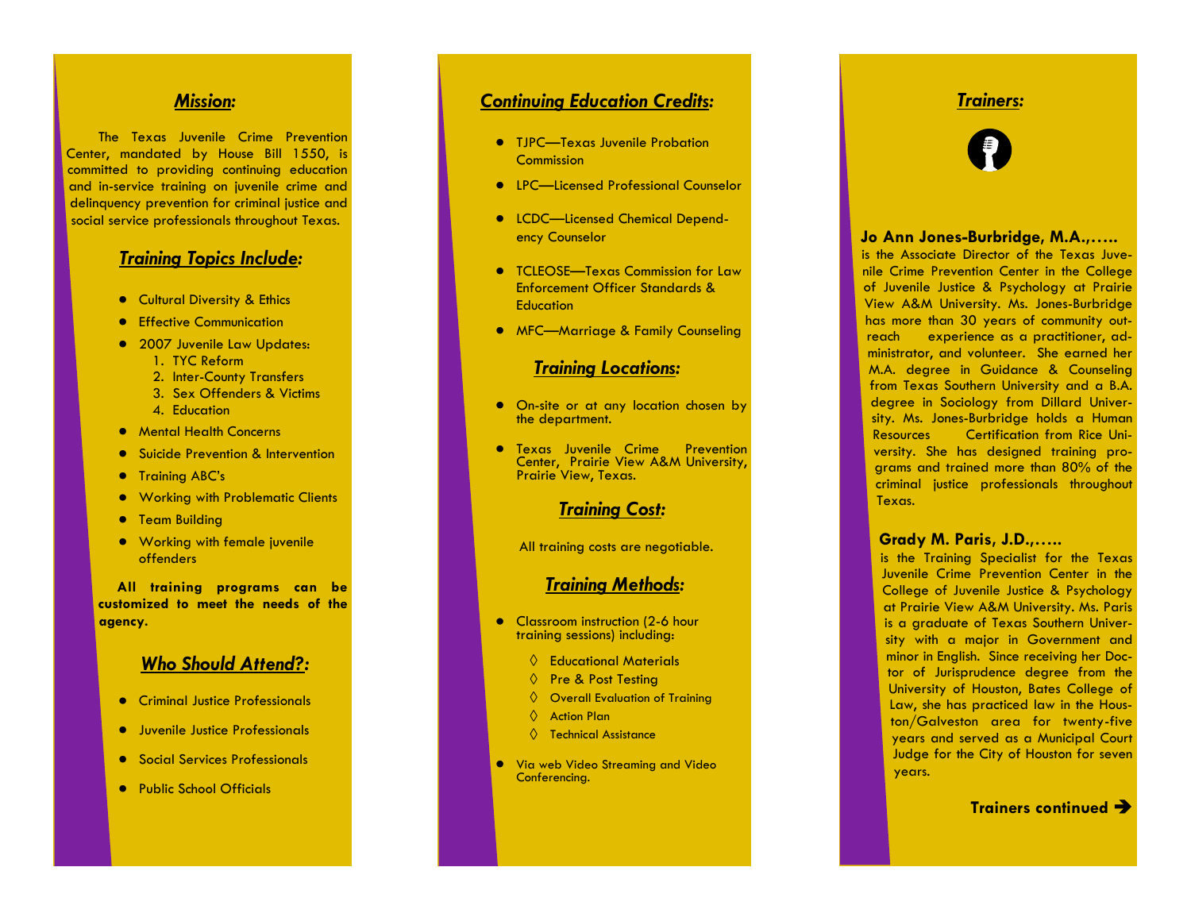## *Mission:*

The Texas Juvenile Crime Prevention Center, mandated by House Bill 1550, is committed to providing continuing education and in-service training on juvenile crime and delinquency prevention for criminal justice and social service professionals throughout Texas.

## *Training Topics Include:*

- Cultural Diversity & Ethics
- Effective Communication
- 2007 Juvenile Law Updates:
  1. TYC Reform
  2. Inter-County Transfers
  3. Sex Offenders & Victims
  4. Education
- Mental Health Concerns
- Suicide Prevention & Intervention
- Training ABC's
- Working with Problematic Clients
- Team Building
- Working with female juvenile offenders

**All training programs can be customized to meet the needs of the agency.**

## *Who Should Attend?:*

- Criminal Justice Professionals
- Juvenile Justice Professionals
- Social Services Professionals
- Public School Officials

## *Continuing Education Credits:*

- TJPC—Texas Juvenile Probation Commission
- LPC—Licensed Professional Counselor
- LCDC—Licensed Chemical Dependency Counselor
- TCLEOSE—Texas Commission for Law Enforcement Officer Standards & Education
- MFC—Marriage & Family Counseling

## *Training Locations:*

- On-site or at any location chosen by the department.
- Texas Juvenile Crime Prevention Center, Prairie View A&M University, Prairie View, Texas.

## *Training Cost:*

All training costs are negotiable.

## *Training Methods:*

- Classroom instruction (2-6 hour training sessions) including:
  - ◊ Educational Materials
  - ◊ Pre & Post Testing
  - ◊ Overall Evaluation of Training
  - ◊ Action Plan
  - ◊ Technical Assistance
- Via web Video Streaming and Video Conferencing.

## *Trainers:*

**Jo Ann Jones-Burbridge, M.A.,…..** is the Associate Director of the Texas Juvenile Crime Prevention Center in the College of Juvenile Justice & Psychology at Prairie View A&M University. Ms. Jones-Burbridge has more than 30 years of community outreach experience as a practitioner, administrator, and volunteer. She earned her M.A. degree in Guidance & Counseling from Texas Southern University and a B.A. degree in Sociology from Dillard University. Ms. Jones-Burbridge holds a Human Resources Certification from Rice University. She has designed training programs and trained more than 80% of the criminal justice professionals throughout Texas.

**Grady M. Paris, J.D.,…..** is the Training Specialist for the Texas Juvenile Crime Prevention Center in the College of Juvenile Justice & Psychology at Prairie View A&M University. Ms. Paris is a graduate of Texas Southern University with a major in Government and minor in English. Since receiving her Doctor of Jurisprudence degree from the University of Houston, Bates College of Law, she has practiced law in the Houston/Galveston area for twenty-five years and served as a Municipal Court Judge for the City of Houston for seven years.

**Trainers continued ➔**